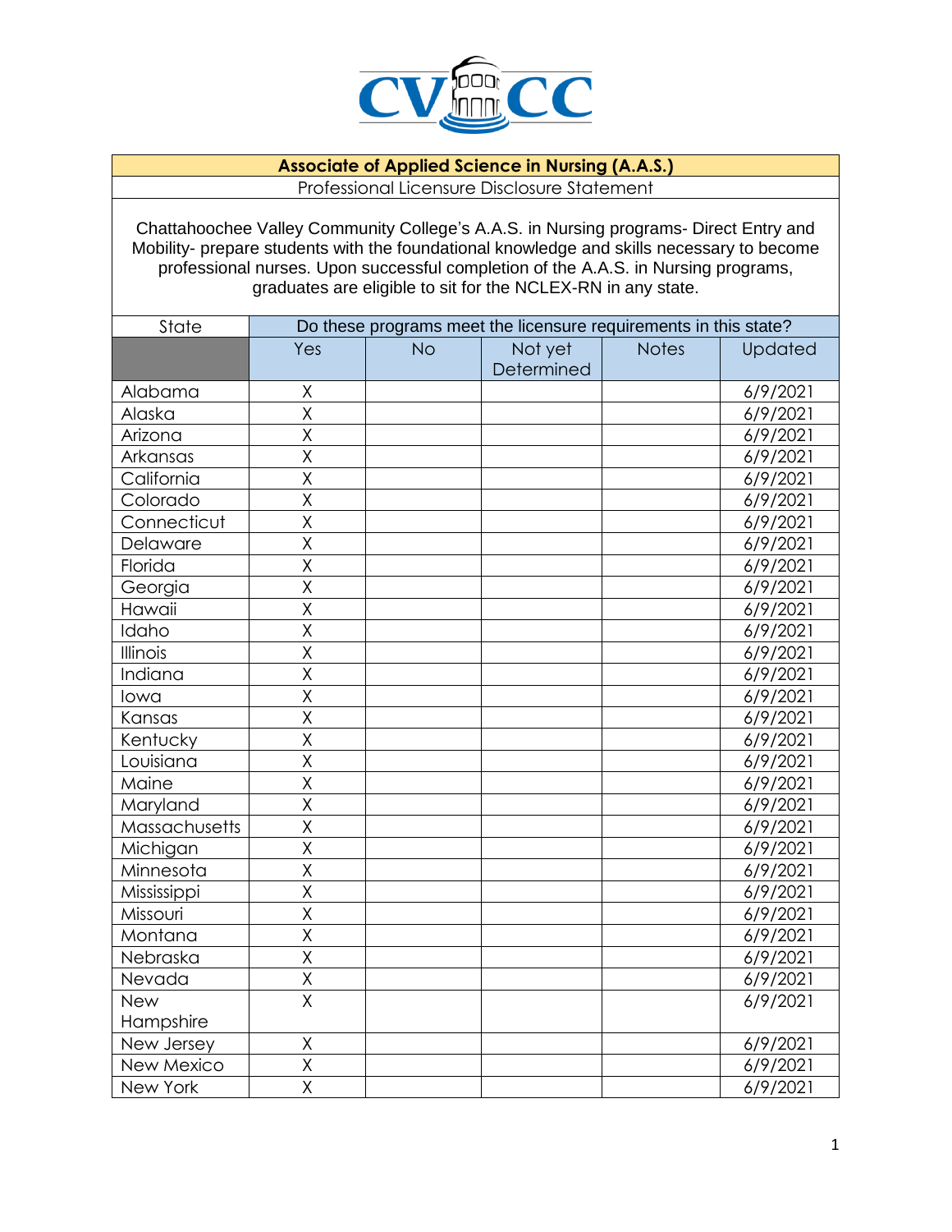CVCC

| Associate of Applied Science in Nursing (A.A.S.) | | | | | |
|---|---|---|---|---|---|
| Professional Licensure Disclosure Statement | | | | | |
| Chattahoochee Valley Community College's A.A.S. in Nursing programs- Direct Entry and Mobility- prepare students with the foundational knowledge and skills necessary to become professional nurses. Upon successful completion of the A.A.S. in Nursing programs, graduates are eligible to sit for the NCLEX-RN in any state. | | | | | |
| State | Do these programs meet the licensure requirements in this state? | | | | |
| | Yes | No | Not yet Determined | Notes | Updated |
| Alabama | X | | | | 6/9/2021 |
| Alaska | X | | | | 6/9/2021 |
| Arizona | X | | | | 6/9/2021 |
| Arkansas | X | | | | 6/9/2021 |
| California | X | | | | 6/9/2021 |
| Colorado | X | | | | 6/9/2021 |
| Connecticut | X | | | | 6/9/2021 |
| Delaware | X | | | | 6/9/2021 |
| Florida | X | | | | 6/9/2021 |
| Georgia | X | | | | 6/9/2021 |
| Hawaii | X | | | | 6/9/2021 |
| Idaho | X | | | | 6/9/2021 |
| Illinois | X | | | | 6/9/2021 |
| Indiana | X | | | | 6/9/2021 |
| Iowa | X | | | | 6/9/2021 |
| Kansas | X | | | | 6/9/2021 |
| Kentucky | X | | | | 6/9/2021 |
| Louisiana | X | | | | 6/9/2021 |
| Maine | X | | | | 6/9/2021 |
| Maryland | X | | | | 6/9/2021 |
| Massachusetts | X | | | | 6/9/2021 |
| Michigan | X | | | | 6/9/2021 |
| Minnesota | X | | | | 6/9/2021 |
| Mississippi | X | | | | 6/9/2021 |
| Missouri | X | | | | 6/9/2021 |
| Montana | X | | | | 6/9/2021 |
| Nebraska | X | | | | 6/9/2021 |
| Nevada | X | | | | 6/9/2021 |
| New Hampshire | X | | | | 6/9/2021 |
| New Jersey | X | | | | 6/9/2021 |
| New Mexico | X | | | | 6/9/2021 |
| New York | X | | | | 6/9/2021 |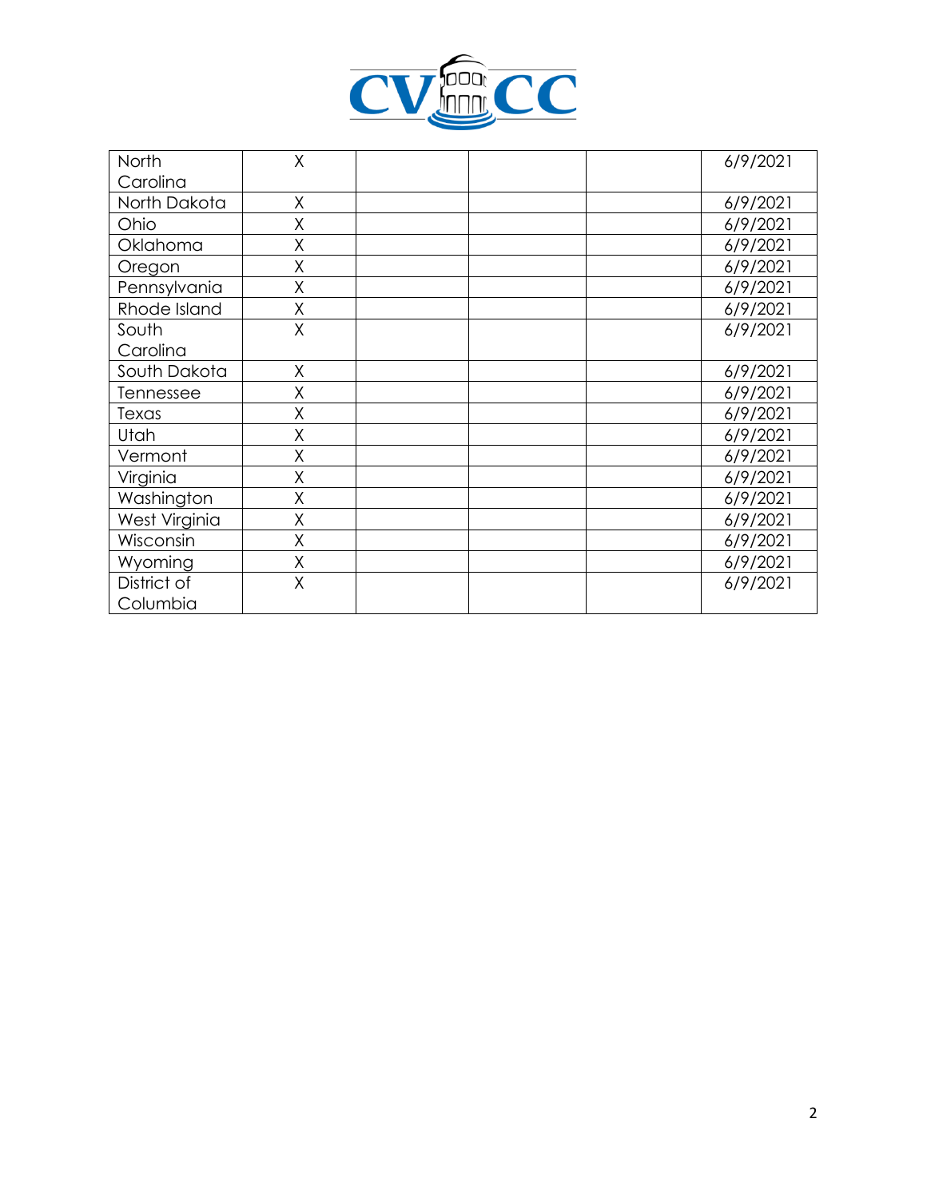| | | | | | |
|---|---|---|---|---|---|
| North Carolina | X | | | | 6/9/2021 |
| North Dakota | X | | | | 6/9/2021 |
| Ohio | X | | | | 6/9/2021 |
| Oklahoma | X | | | | 6/9/2021 |
| Oregon | X | | | | 6/9/2021 |
| Pennsylvania | X | | | | 6/9/2021 |
| Rhode Island | X | | | | 6/9/2021 |
| South Carolina | X | | | | 6/9/2021 |
| South Dakota | X | | | | 6/9/2021 |
| Tennessee | X | | | | 6/9/2021 |
| Texas | X | | | | 6/9/2021 |
| Utah | X | | | | 6/9/2021 |
| Vermont | X | | | | 6/9/2021 |
| Virginia | X | | | | 6/9/2021 |
| Washington | X | | | | 6/9/2021 |
| West Virginia | X | | | | 6/9/2021 |
| Wisconsin | X | | | | 6/9/2021 |
| Wyoming | X | | | | 6/9/2021 |
| District of Columbia | X | | | | 6/9/2021 |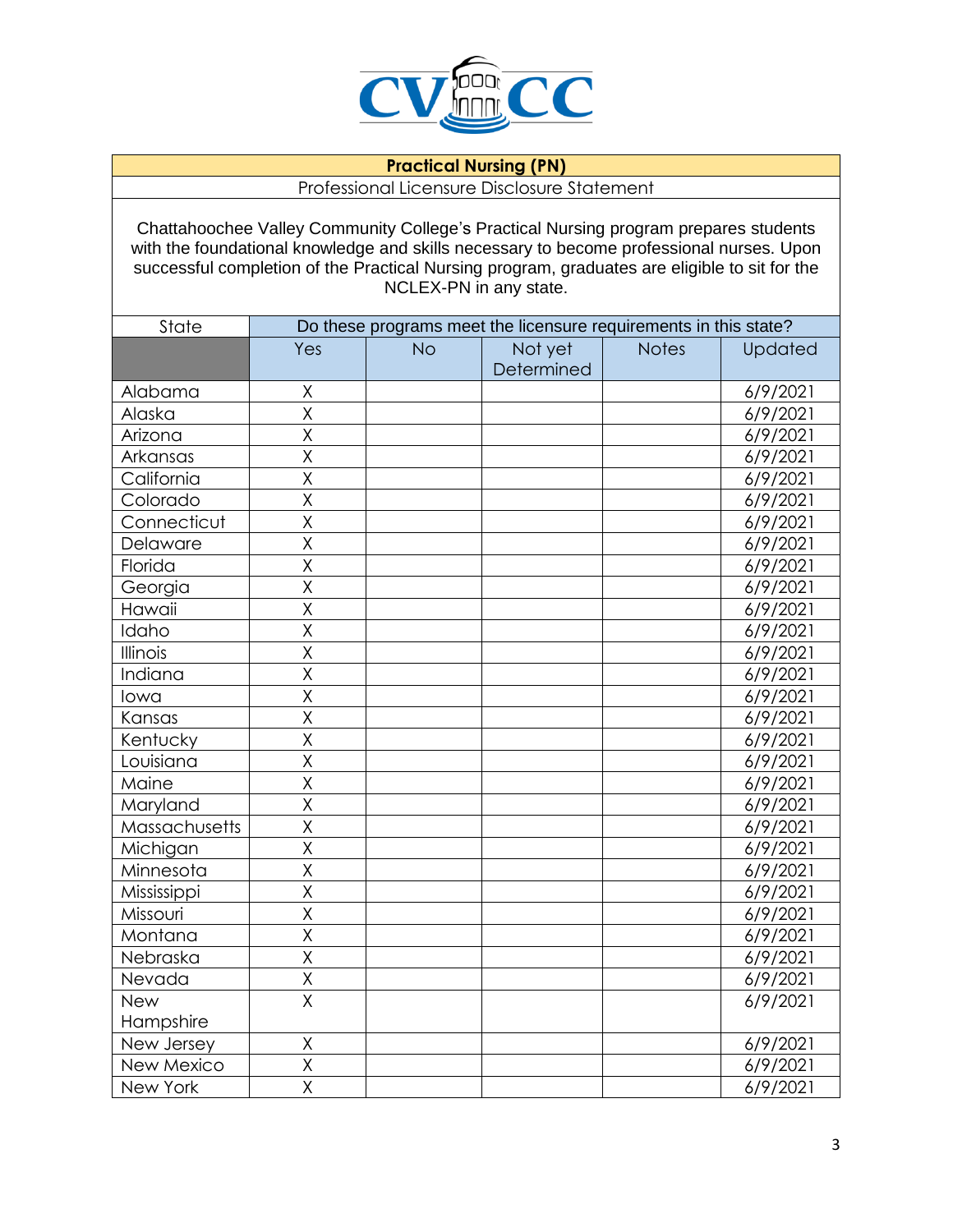**Practical Nursing (PN)**

Professional Licensure Disclosure Statement

Chattahoochee Valley Community College's Practical Nursing program prepares students with the foundational knowledge and skills necessary to become professional nurses. Upon successful completion of the Practical Nursing program, graduates are eligible to sit for the NCLEX-PN in any state.

| State | Do these programs meet the licensure requirements in this state? | | | | |
|---|---|---|---|---|---|
| | Yes | No | Not yet Determined | Notes | Updated |
| Alabama | X | | | | 6/9/2021 |
| Alaska | X | | | | 6/9/2021 |
| Arizona | X | | | | 6/9/2021 |
| Arkansas | X | | | | 6/9/2021 |
| California | X | | | | 6/9/2021 |
| Colorado | X | | | | 6/9/2021 |
| Connecticut | X | | | | 6/9/2021 |
| Delaware | X | | | | 6/9/2021 |
| Florida | X | | | | 6/9/2021 |
| Georgia | X | | | | 6/9/2021 |
| Hawaii | X | | | | 6/9/2021 |
| Idaho | X | | | | 6/9/2021 |
| Illinois | X | | | | 6/9/2021 |
| Indiana | X | | | | 6/9/2021 |
| Iowa | X | | | | 6/9/2021 |
| Kansas | X | | | | 6/9/2021 |
| Kentucky | X | | | | 6/9/2021 |
| Louisiana | X | | | | 6/9/2021 |
| Maine | X | | | | 6/9/2021 |
| Maryland | X | | | | 6/9/2021 |
| Massachusetts | X | | | | 6/9/2021 |
| Michigan | X | | | | 6/9/2021 |
| Minnesota | X | | | | 6/9/2021 |
| Mississippi | X | | | | 6/9/2021 |
| Missouri | X | | | | 6/9/2021 |
| Montana | X | | | | 6/9/2021 |
| Nebraska | X | | | | 6/9/2021 |
| Nevada | X | | | | 6/9/2021 |
| New Hampshire | X | | | | 6/9/2021 |
| New Jersey | X | | | | 6/9/2021 |
| New Mexico | X | | | | 6/9/2021 |
| New York | X | | | | 6/9/2021 |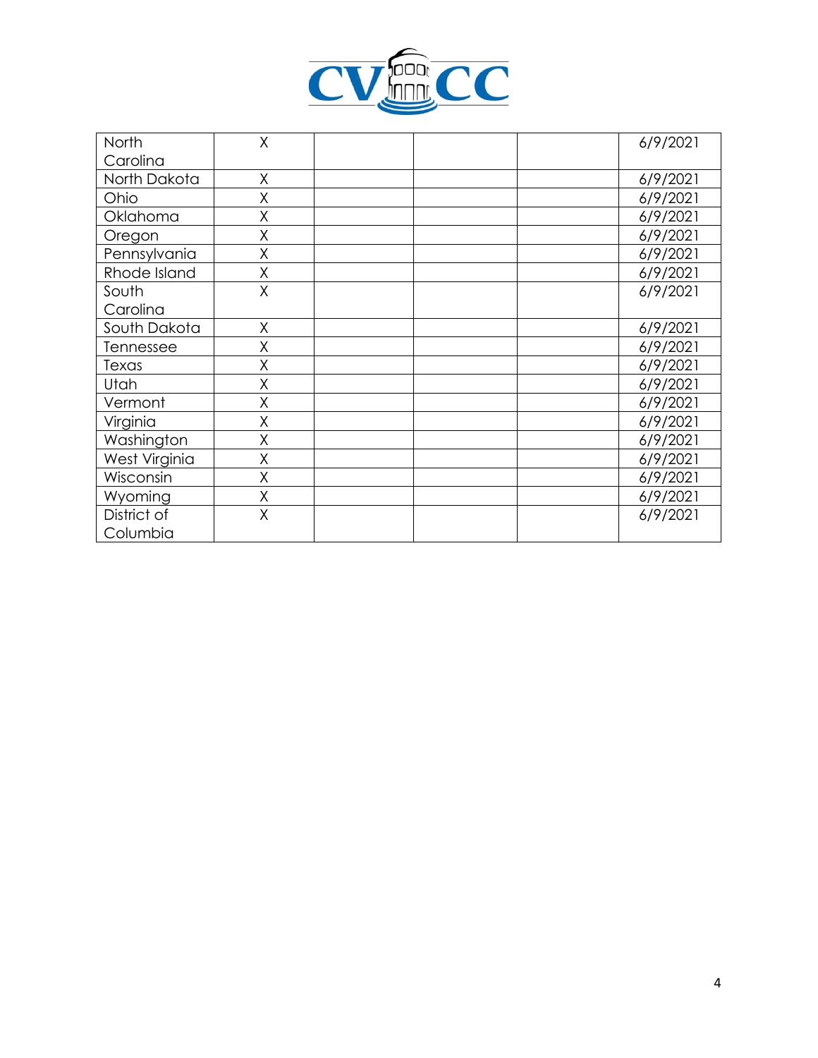| | | | | | |
|---|---|---|---|---|---|
| North Carolina | X | | | | 6/9/2021 |
| North Dakota | X | | | | 6/9/2021 |
| Ohio | X | | | | 6/9/2021 |
| Oklahoma | X | | | | 6/9/2021 |
| Oregon | X | | | | 6/9/2021 |
| Pennsylvania | X | | | | 6/9/2021 |
| Rhode Island | X | | | | 6/9/2021 |
| South Carolina | X | | | | 6/9/2021 |
| South Dakota | X | | | | 6/9/2021 |
| Tennessee | X | | | | 6/9/2021 |
| Texas | X | | | | 6/9/2021 |
| Utah | X | | | | 6/9/2021 |
| Vermont | X | | | | 6/9/2021 |
| Virginia | X | | | | 6/9/2021 |
| Washington | X | | | | 6/9/2021 |
| West Virginia | X | | | | 6/9/2021 |
| Wisconsin | X | | | | 6/9/2021 |
| Wyoming | X | | | | 6/9/2021 |
| District of Columbia | X | | | | 6/9/2021 |